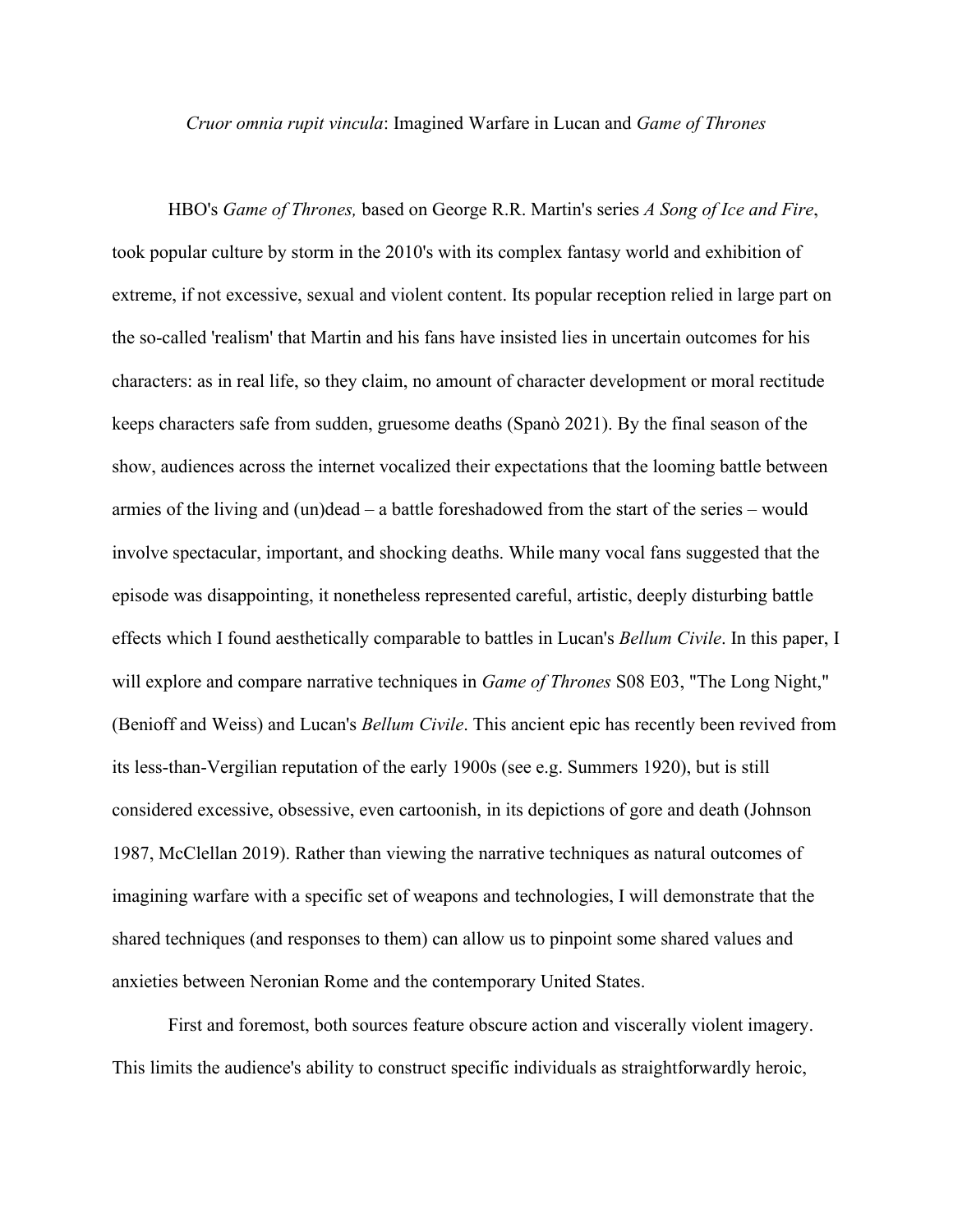*Cruor omnia rupit vincula*: Imagined Warfare in Lucan and *Game of Thrones*

HBO's *Game of Thrones,* based on George R.R. Martin's series *A Song of Ice and Fire*, took popular culture by storm in the 2010's with its complex fantasy world and exhibition of extreme, if not excessive, sexual and violent content. Its popular reception relied in large part on the so-called 'realism' that Martin and his fans have insisted lies in uncertain outcomes for his characters: as in real life, so they claim, no amount of character development or moral rectitude keeps characters safe from sudden, gruesome deaths (Spanò 2021). By the final season of the show, audiences across the internet vocalized their expectations that the looming battle between armies of the living and (un)dead – a battle foreshadowed from the start of the series – would involve spectacular, important, and shocking deaths. While many vocal fans suggested that the episode was disappointing, it nonetheless represented careful, artistic, deeply disturbing battle effects which I found aesthetically comparable to battles in Lucan's *Bellum Civile*. In this paper, I will explore and compare narrative techniques in *Game of Thrones* S08 E03, "The Long Night," (Benioff and Weiss) and Lucan's *Bellum Civile*. This ancient epic has recently been revived from its less-than-Vergilian reputation of the early 1900s (see e.g. Summers 1920), but is still considered excessive, obsessive, even cartoonish, in its depictions of gore and death (Johnson 1987, McClellan 2019). Rather than viewing the narrative techniques as natural outcomes of imagining warfare with a specific set of weapons and technologies, I will demonstrate that the shared techniques (and responses to them) can allow us to pinpoint some shared values and anxieties between Neronian Rome and the contemporary United States.

First and foremost, both sources feature obscure action and viscerally violent imagery. This limits the audience's ability to construct specific individuals as straightforwardly heroic,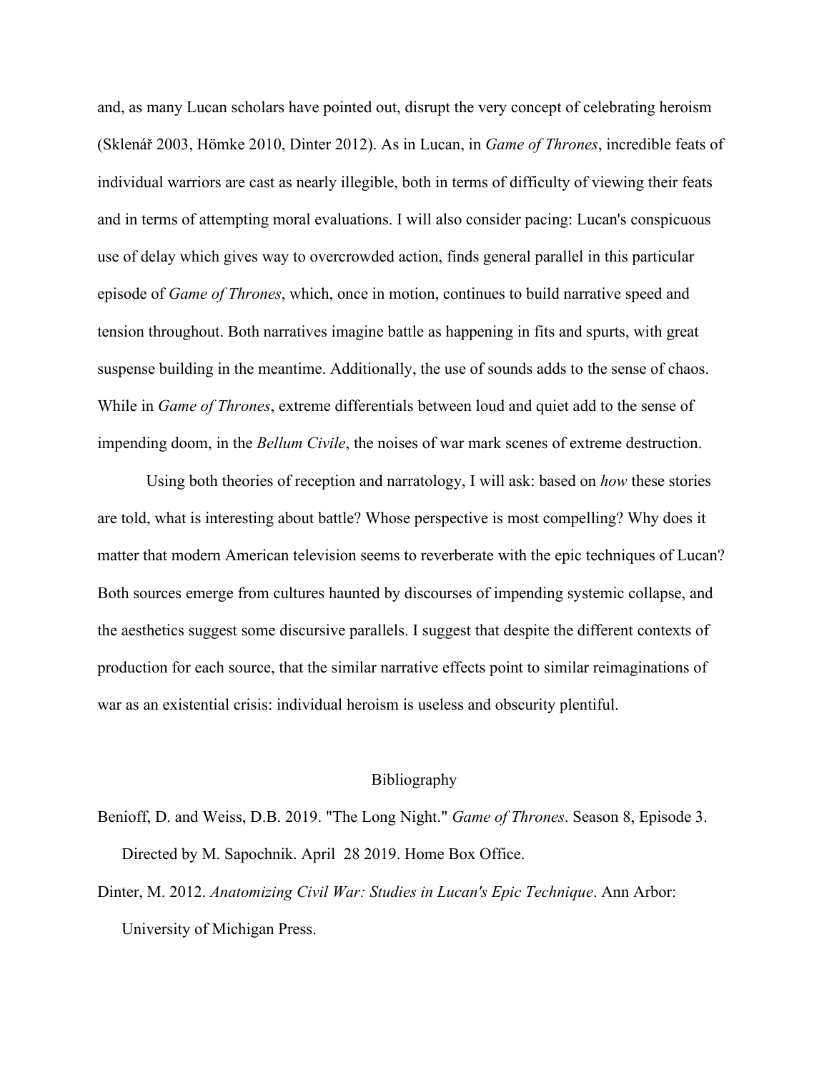and, as many Lucan scholars have pointed out, disrupt the very concept of celebrating heroism (Sklenář 2003, Hömke 2010, Dinter 2012). As in Lucan, in *Game of Thrones*, incredible feats of individual warriors are cast as nearly illegible, both in terms of difficulty of viewing their feats and in terms of attempting moral evaluations. I will also consider pacing: Lucan's conspicuous use of delay which gives way to overcrowded action, finds general parallel in this particular episode of *Game of Thrones*, which, once in motion, continues to build narrative speed and tension throughout. Both narratives imagine battle as happening in fits and spurts, with great suspense building in the meantime. Additionally, the use of sounds adds to the sense of chaos. While in *Game of Thrones*, extreme differentials between loud and quiet add to the sense of impending doom, in the *Bellum Civile*, the noises of war mark scenes of extreme destruction.

Using both theories of reception and narratology, I will ask: based on *how* these stories are told, what is interesting about battle? Whose perspective is most compelling? Why does it matter that modern American television seems to reverberate with the epic techniques of Lucan? Both sources emerge from cultures haunted by discourses of impending systemic collapse, and the aesthetics suggest some discursive parallels. I suggest that despite the different contexts of production for each source, that the similar narrative effects point to similar reimaginations of war as an existential crisis: individual heroism is useless and obscurity plentiful.

## Bibliography

Benioff, D. and Weiss, D.B. 2019. "The Long Night." *Game of Thrones*. Season 8, Episode 3. Directed by M. Sapochnik. April 28 2019. Home Box Office.

Dinter, M. 2012. *Anatomizing Civil War: Studies in Lucan's Epic Technique*. Ann Arbor: University of Michigan Press.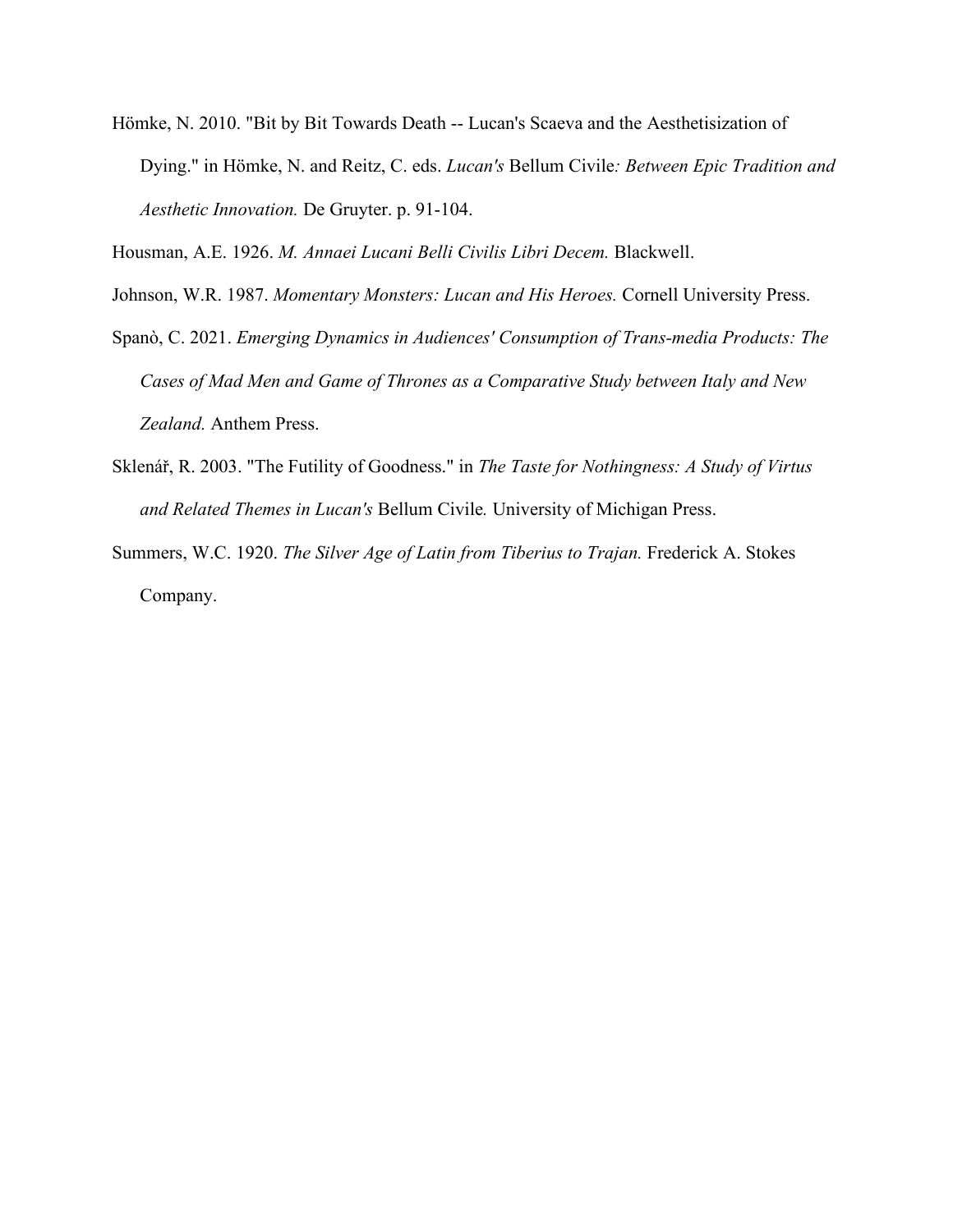Hömke, N. 2010. "Bit by Bit Towards Death -- Lucan's Scaeva and the Aesthetisization of Dying." in Hömke, N. and Reitz, C. eds. *Lucan's* Bellum Civile*: Between Epic Tradition and Aesthetic Innovation.* De Gruyter. p. 91-104.

Housman, A.E. 1926. *M. Annaei Lucani Belli Civilis Libri Decem.* Blackwell.

Johnson, W.R. 1987. *Momentary Monsters: Lucan and His Heroes.* Cornell University Press.

Spanò, C. 2021. *Emerging Dynamics in Audiences' Consumption of Trans-media Products: The Cases of Mad Men and Game of Thrones as a Comparative Study between Italy and New Zealand.* Anthem Press.

Sklenář, R. 2003. "The Futility of Goodness." in *The Taste for Nothingness: A Study of Virtus and Related Themes in Lucan's* Bellum Civile*.* University of Michigan Press.

Summers, W.C. 1920. *The Silver Age of Latin from Tiberius to Trajan.* Frederick A. Stokes Company.